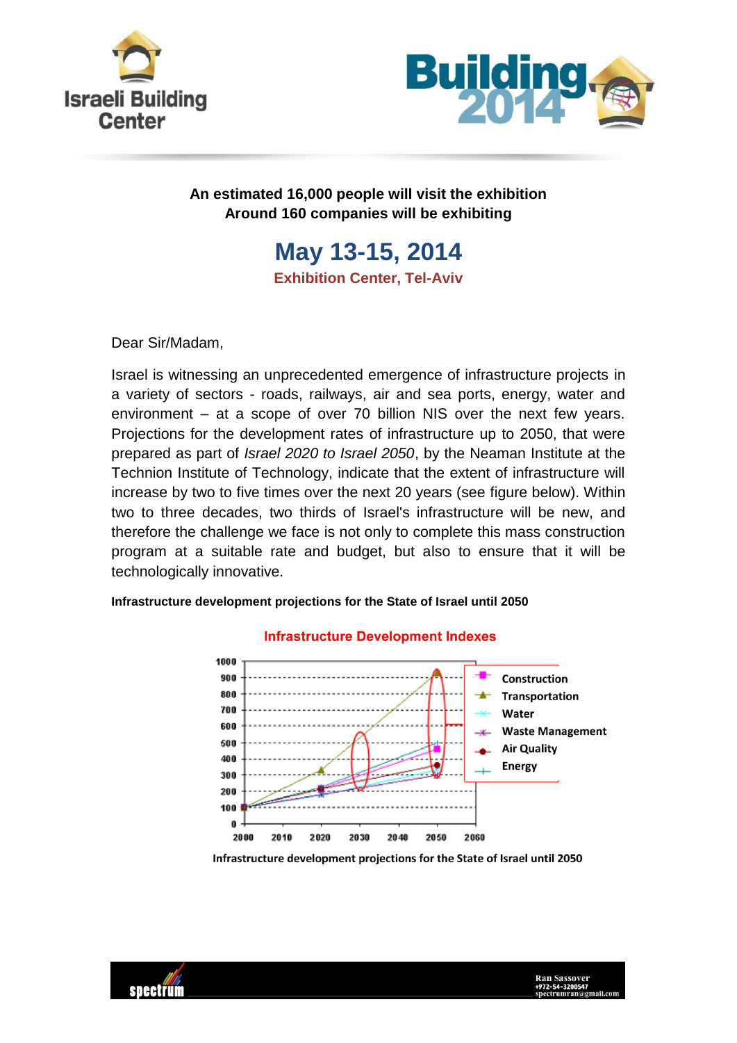Israeli Building Center

Building 2014

**An estimated 16,000 people will visit the exhibition**
**Around 160 companies will be exhibiting**

## May 13-15, 2014

### Exhibition Center, Tel-Aviv

Dear Sir/Madam,

Israel is witnessing an unprecedented emergence of infrastructure projects in a variety of sectors - roads, railways, air and sea ports, energy, water and environment – at a scope of over 70 billion NIS over the next few years. Projections for the development rates of infrastructure up to 2050, that were prepared as part of *Israel 2020 to Israel 2050*, by the Neaman Institute at the Technion Institute of Technology, indicate that the extent of infrastructure will increase by two to five times over the next 20 years (see figure below). Within two to three decades, two thirds of Israel's infrastructure will be new, and therefore the challenge we face is not only to complete this mass construction program at a suitable rate and budget, but also to ensure that it will be technologically innovative.

**Infrastructure development projections for the State of Israel until 2050**

Infrastructure Development Indexes

Infrastructure development projections for the State of Israel until 2050

Ran Sassover
+972-54-3200547
spectrumran@gmail.com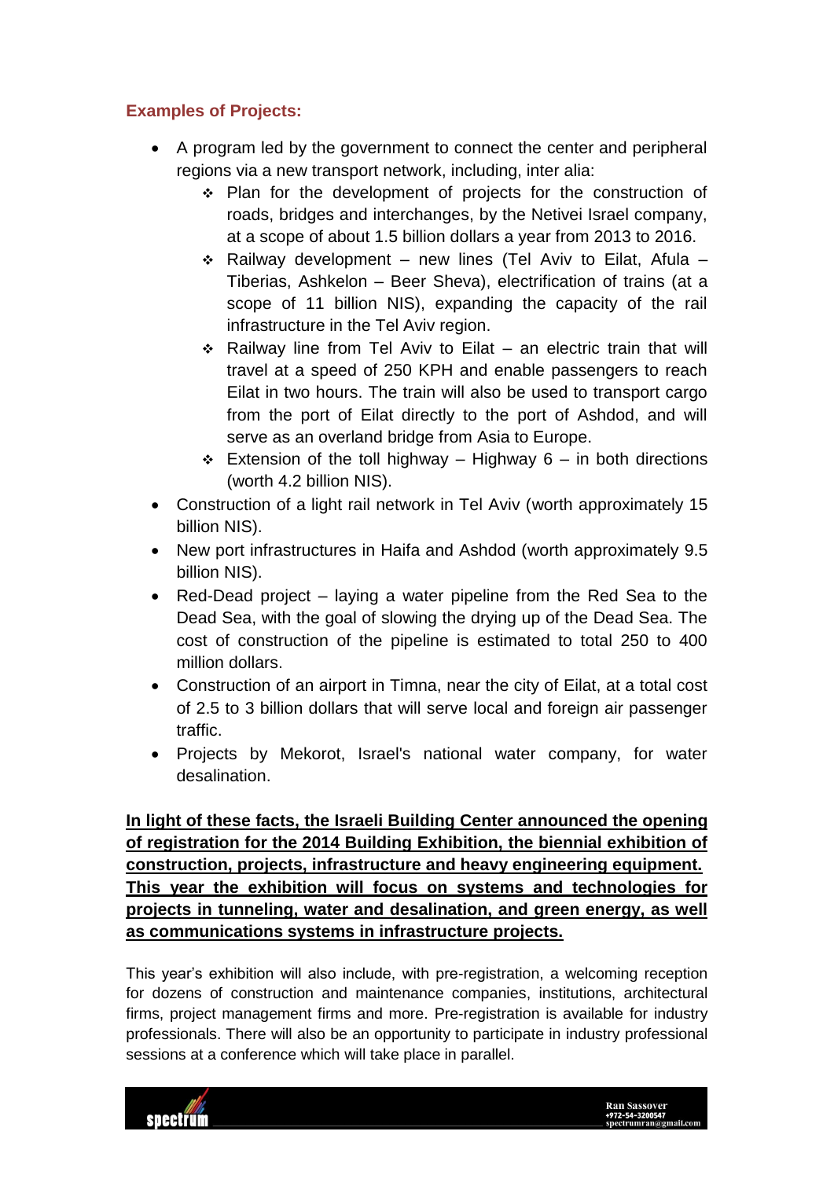### Examples of Projects:

- A program led by the government to connect the center and peripheral regions via a new transport network, including, inter alia:
    - Plan for the development of projects for the construction of roads, bridges and interchanges, by the Netivei Israel company, at a scope of about 1.5 billion dollars a year from 2013 to 2016.
    - Railway development – new lines (Tel Aviv to Eilat, Afula – Tiberias, Ashkelon – Beer Sheva), electrification of trains (at a scope of 11 billion NIS), expanding the capacity of the rail infrastructure in the Tel Aviv region.
    - Railway line from Tel Aviv to Eilat – an electric train that will travel at a speed of 250 KPH and enable passengers to reach Eilat in two hours. The train will also be used to transport cargo from the port of Eilat directly to the port of Ashdod, and will serve as an overland bridge from Asia to Europe.
    - Extension of the toll highway – Highway 6 – in both directions (worth 4.2 billion NIS).
- Construction of a light rail network in Tel Aviv (worth approximately 15 billion NIS).
- New port infrastructures in Haifa and Ashdod (worth approximately 9.5 billion NIS).
- Red-Dead project – laying a water pipeline from the Red Sea to the Dead Sea, with the goal of slowing the drying up of the Dead Sea. The cost of construction of the pipeline is estimated to total 250 to 400 million dollars.
- Construction of an airport in Timna, near the city of Eilat, at a total cost of 2.5 to 3 billion dollars that will serve local and foreign air passenger traffic.
- Projects by Mekorot, Israel's national water company, for water desalination.

**In light of these facts, the Israeli Building Center announced the opening of registration for the 2014 Building Exhibition, the biennial exhibition of construction, projects, infrastructure and heavy engineering equipment. This year the exhibition will focus on systems and technologies for projects in tunneling, water and desalination, and green energy, as well as communications systems in infrastructure projects.**

This year's exhibition will also include, with pre-registration, a welcoming reception for dozens of construction and maintenance companies, institutions, architectural firms, project management firms and more. Pre-registration is available for industry professionals. There will also be an opportunity to participate in industry professional sessions at a conference which will take place in parallel.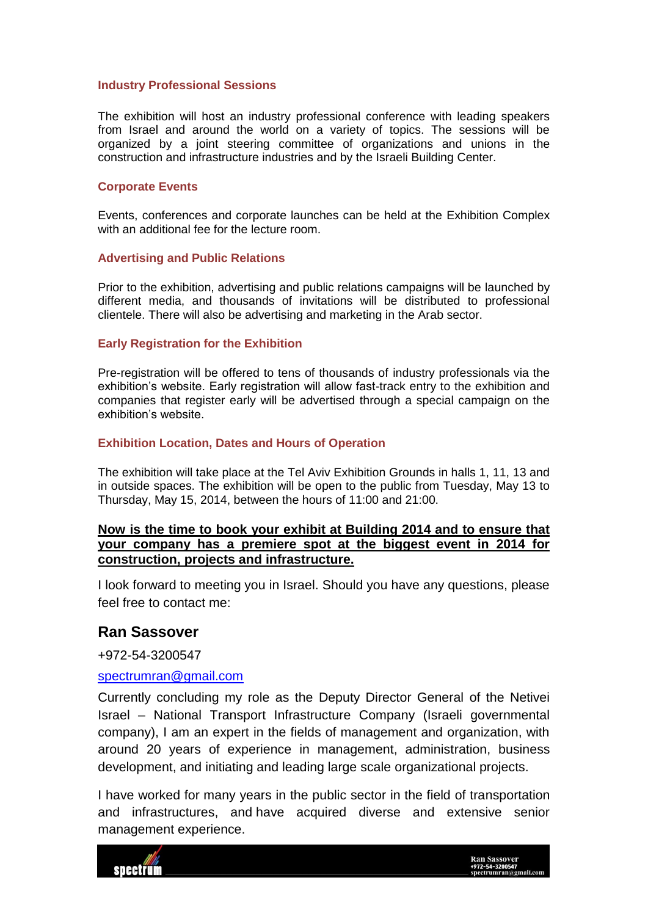### Industry Professional Sessions

The exhibition will host an industry professional conference with leading speakers from Israel and around the world on a variety of topics. The sessions will be organized by a joint steering committee of organizations and unions in the construction and infrastructure industries and by the Israeli Building Center.

### Corporate Events

Events, conferences and corporate launches can be held at the Exhibition Complex with an additional fee for the lecture room.

### Advertising and Public Relations

Prior to the exhibition, advertising and public relations campaigns will be launched by different media, and thousands of invitations will be distributed to professional clientele. There will also be advertising and marketing in the Arab sector.

### Early Registration for the Exhibition

Pre-registration will be offered to tens of thousands of industry professionals via the exhibition's website. Early registration will allow fast-track entry to the exhibition and companies that register early will be advertised through a special campaign on the exhibition's website.

### Exhibition Location, Dates and Hours of Operation

The exhibition will take place at the Tel Aviv Exhibition Grounds in halls 1, 11, 13 and in outside spaces. The exhibition will be open to the public from Tuesday, May 13 to Thursday, May 15, 2014, between the hours of 11:00 and 21:00.

**Now is the time to book your exhibit at Building 2014 and to ensure that your company has a premiere spot at the biggest event in 2014 for construction, projects and infrastructure.**

I look forward to meeting you in Israel. Should you have any questions, please feel free to contact me:

## Ran Sassover

+972-54-3200547

spectrumran@gmail.com

Currently concluding my role as the Deputy Director General of the Netivei Israel – National Transport Infrastructure Company (Israeli governmental company), I am an expert in the fields of management and organization, with around 20 years of experience in management, administration, business development, and initiating and leading large scale organizational projects.

I have worked for many years in the public sector in the field of transportation and infrastructures, and have acquired diverse and extensive senior management experience.